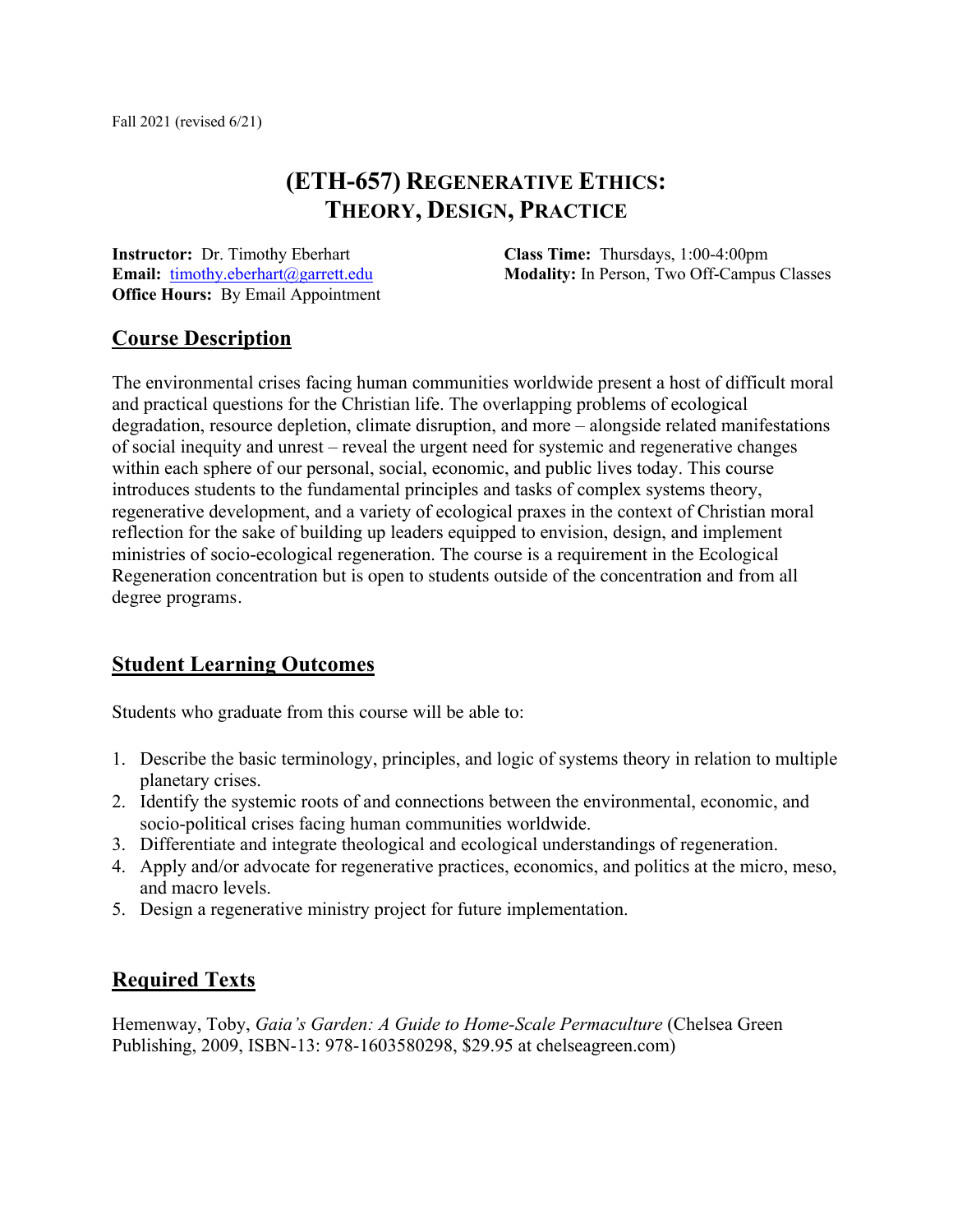Fall 2021 (revised 6/21)

# (ETH-657) REGENERATIVE ETHICS: THEORY, DESIGN, PRACTICE

**Instructor:** Dr. Timothy Eberhart
**Email:** timothy.eberhart@garrett.edu
**Office Hours:** By Email Appointment

**Class Time:** Thursdays, 1:00-4:00pm
**Modality:** In Person, Two Off-Campus Classes

## Course Description

The environmental crises facing human communities worldwide present a host of difficult moral and practical questions for the Christian life. The overlapping problems of ecological degradation, resource depletion, climate disruption, and more – alongside related manifestations of social inequity and unrest – reveal the urgent need for systemic and regenerative changes within each sphere of our personal, social, economic, and public lives today. This course introduces students to the fundamental principles and tasks of complex systems theory, regenerative development, and a variety of ecological praxes in the context of Christian moral reflection for the sake of building up leaders equipped to envision, design, and implement ministries of socio-ecological regeneration. The course is a requirement in the Ecological Regeneration concentration but is open to students outside of the concentration and from all degree programs.

## Student Learning Outcomes

Students who graduate from this course will be able to:

1. Describe the basic terminology, principles, and logic of systems theory in relation to multiple planetary crises.
2. Identify the systemic roots of and connections between the environmental, economic, and socio-political crises facing human communities worldwide.
3. Differentiate and integrate theological and ecological understandings of regeneration.
4. Apply and/or advocate for regenerative practices, economics, and politics at the micro, meso, and macro levels.
5. Design a regenerative ministry project for future implementation.

## Required Texts

Hemenway, Toby, *Gaia's Garden: A Guide to Home-Scale Permaculture* (Chelsea Green Publishing, 2009, ISBN-13: 978-1603580298, $29.95 at chelseagreen.com)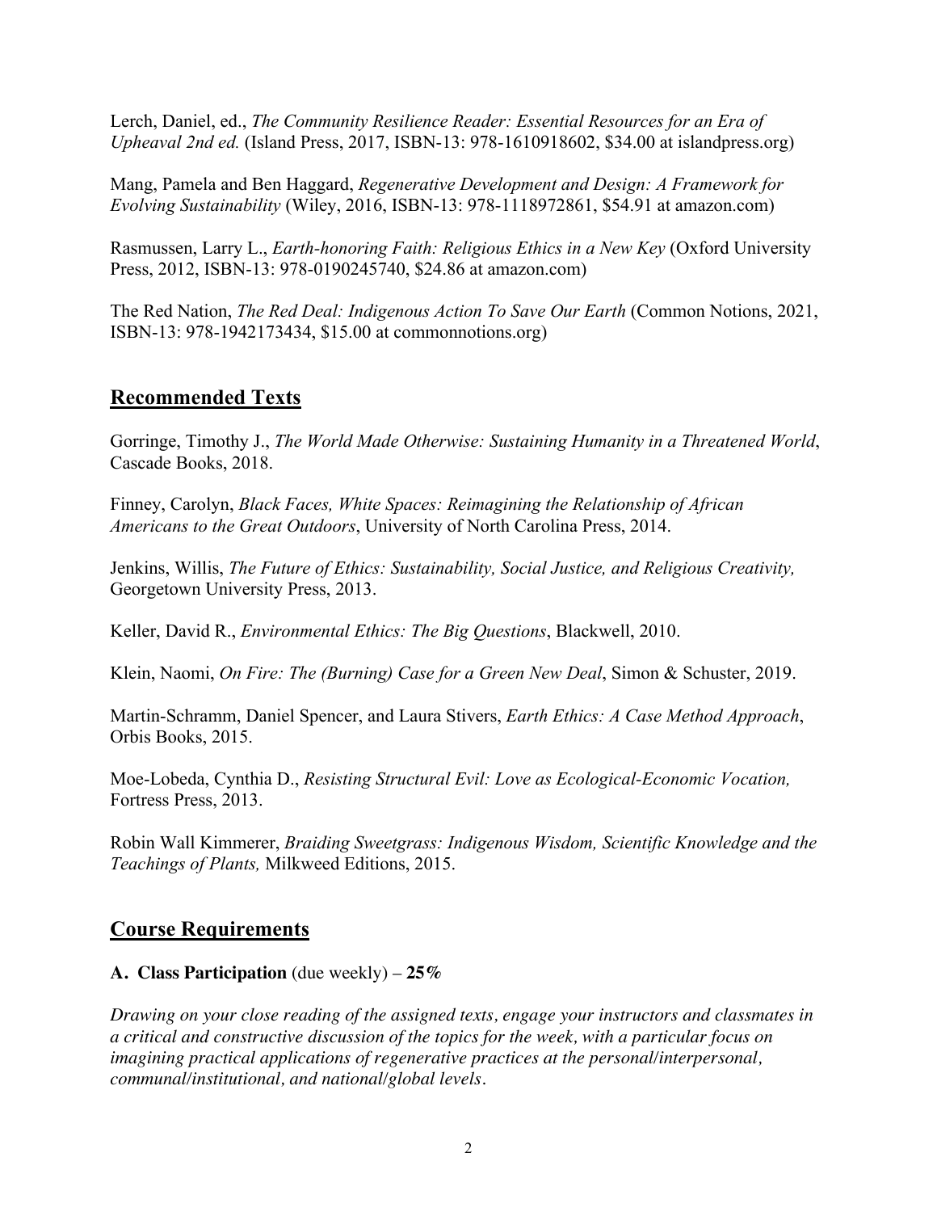Lerch, Daniel, ed., *The Community Resilience Reader: Essential Resources for an Era of Upheaval 2nd ed.* (Island Press, 2017, ISBN-13: 978-1610918602, $34.00 at islandpress.org)

Mang, Pamela and Ben Haggard, *Regenerative Development and Design: A Framework for Evolving Sustainability* (Wiley, 2016, ISBN-13: 978-1118972861, $54.91 at amazon.com)

Rasmussen, Larry L., *Earth-honoring Faith: Religious Ethics in a New Key* (Oxford University Press, 2012, ISBN-13: 978-0190245740, $24.86 at amazon.com)

The Red Nation, *The Red Deal: Indigenous Action To Save Our Earth* (Common Notions, 2021, ISBN-13: 978-1942173434, $15.00 at commonnotions.org)

## Recommended Texts

Gorringe, Timothy J., *The World Made Otherwise: Sustaining Humanity in a Threatened World*, Cascade Books, 2018.

Finney, Carolyn, *Black Faces, White Spaces: Reimagining the Relationship of African Americans to the Great Outdoors*, University of North Carolina Press, 2014.

Jenkins, Willis, *The Future of Ethics: Sustainability, Social Justice, and Religious Creativity,* Georgetown University Press, 2013.

Keller, David R., *Environmental Ethics: The Big Questions*, Blackwell, 2010.

Klein, Naomi, *On Fire: The (Burning) Case for a Green New Deal*, Simon & Schuster, 2019.

Martin-Schramm, Daniel Spencer, and Laura Stivers, *Earth Ethics: A Case Method Approach*, Orbis Books, 2015.

Moe-Lobeda, Cynthia D., *Resisting Structural Evil: Love as Ecological-Economic Vocation,* Fortress Press, 2013.

Robin Wall Kimmerer, *Braiding Sweetgrass: Indigenous Wisdom, Scientific Knowledge and the Teachings of Plants,* Milkweed Editions, 2015.

## Course Requirements

**A. Class Participation** (due weekly) – ***25%***

*Drawing on your close reading of the assigned texts, engage your instructors and classmates in a critical and constructive discussion of the topics for the week, with a particular focus on imagining practical applications of regenerative practices at the personal/interpersonal, communal/institutional, and national/global levels.*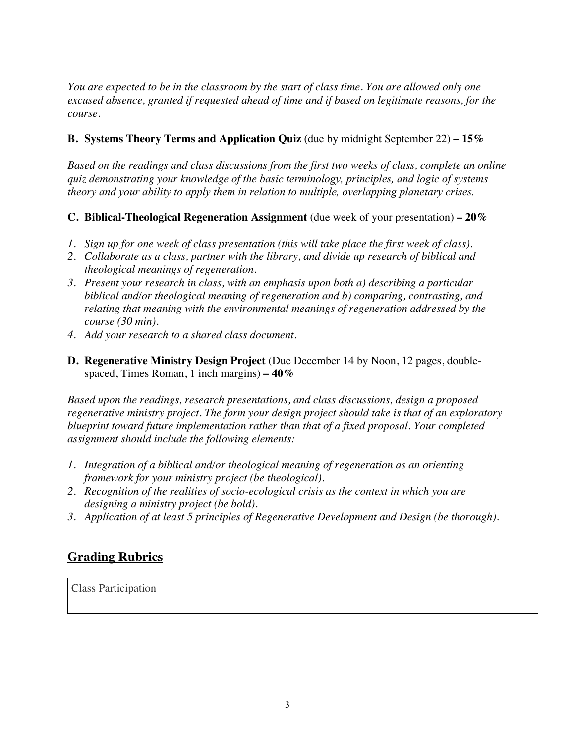*You are expected to be in the classroom by the start of class time. You are allowed only one excused absence, granted if requested ahead of time and if based on legitimate reasons, for the course.*

**B. Systems Theory Terms and Application Quiz** (due by midnight September 22) **– 15%**

*Based on the readings and class discussions from the first two weeks of class, complete an online quiz demonstrating your knowledge of the basic terminology, principles, and logic of systems theory and your ability to apply them in relation to multiple, overlapping planetary crises.*

**C. Biblical-Theological Regeneration Assignment** (due week of your presentation) **– 20%**

1. *Sign up for one week of class presentation (this will take place the first week of class).*
2. *Collaborate as a class, partner with the library, and divide up research of biblical and theological meanings of regeneration.*
3. *Present your research in class, with an emphasis upon both a) describing a particular biblical and/or theological meaning of regeneration and b) comparing, contrasting, and relating that meaning with the environmental meanings of regeneration addressed by the course (30 min).*
4. *Add your research to a shared class document.*

**D. Regenerative Ministry Design Project** (Due December 14 by Noon, 12 pages, double-spaced, Times Roman, 1 inch margins) **– 40%**

*Based upon the readings, research presentations, and class discussions, design a proposed regenerative ministry project. The form your design project should take is that of an exploratory blueprint toward future implementation rather than that of a fixed proposal. Your completed assignment should include the following elements:*

1. *Integration of a biblical and/or theological meaning of regeneration as an orienting framework for your ministry project (be theological).*
2. *Recognition of the realities of socio-ecological crisis as the context in which you are designing a ministry project (be bold).*
3. *Application of at least 5 principles of Regenerative Development and Design (be thorough).*

## Grading Rubrics

| Class Participation |
| --- |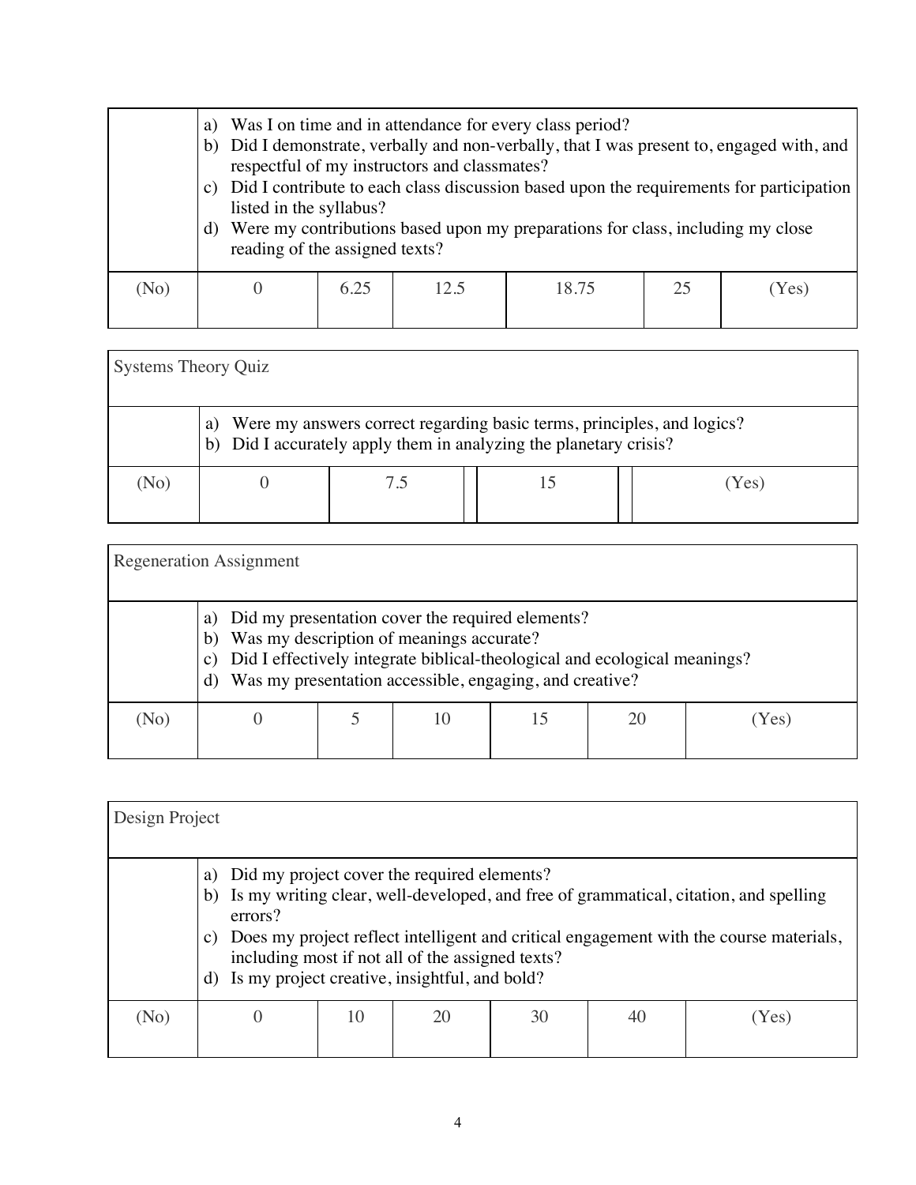| | | | | | | |
|---|---|---|---|---|---|---|
| | a) Was I on time and in attendance for every class period?<br>b) Did I demonstrate, verbally and non-verbally, that I was present to, engaged with, and respectful of my instructors and classmates?<br>c) Did I contribute to each class discussion based upon the requirements for participation listed in the syllabus?<br>d) Were my contributions based upon my preparations for class, including my close reading of the assigned texts? | | | | | |
| (No) | 0 | 6.25 | 12.5 | 18.75 | 25 | (Yes) |

| Systems Theory Quiz | | | | |
|---|---|---|---|---|
| | a) Were my answers correct regarding basic terms, principles, and logics?<br>b) Did I accurately apply them in analyzing the planetary crisis? | | | |
| (No) | 0 | 7.5 | 15 | (Yes) |

| Regeneration Assignment | | | | | | |
|---|---|---|---|---|---|---|
| | a) Did my presentation cover the required elements?<br>b) Was my description of meanings accurate?<br>c) Did I effectively integrate biblical-theological and ecological meanings?<br>d) Was my presentation accessible, engaging, and creative? | | | | | |
| (No) | 0 | 5 | 10 | 15 | 20 | (Yes) |

| Design Project | | | | | | |
|---|---|---|---|---|---|---|
| | a) Did my project cover the required elements?<br>b) Is my writing clear, well-developed, and free of grammatical, citation, and spelling errors?<br>c) Does my project reflect intelligent and critical engagement with the course materials, including most if not all of the assigned texts?<br>d) Is my project creative, insightful, and bold? | | | | | |
| (No) | 0 | 10 | 20 | 30 | 40 | (Yes) |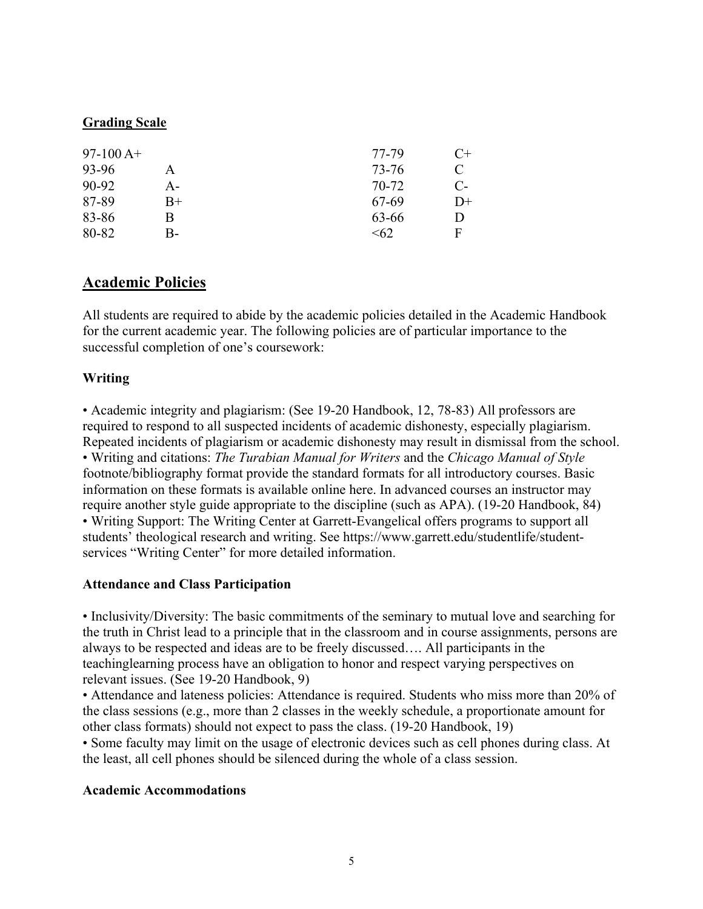## Grading Scale

| | | | |
|---|---|---|---|
| 97-100 | A+ | 77-79 | C+ |
| 93-96 | A | 73-76 | C |
| 90-92 | A- | 70-72 | C- |
| 87-89 | B+ | 67-69 | D+ |
| 83-86 | B | 63-66 | D |
| 80-82 | B- | <62 | F |

## Academic Policies

All students are required to abide by the academic policies detailed in the Academic Handbook for the current academic year. The following policies are of particular importance to the successful completion of one's coursework:

### Writing

• Academic integrity and plagiarism: (See 19-20 Handbook, 12, 78-83) All professors are required to respond to all suspected incidents of academic dishonesty, especially plagiarism. Repeated incidents of plagiarism or academic dishonesty may result in dismissal from the school.
• Writing and citations: *The Turabian Manual for Writers* and the *Chicago Manual of Style* footnote/bibliography format provide the standard formats for all introductory courses. Basic information on these formats is available online here. In advanced courses an instructor may require another style guide appropriate to the discipline (such as APA). (19-20 Handbook, 84)
• Writing Support: The Writing Center at Garrett-Evangelical offers programs to support all students' theological research and writing. See https://www.garrett.edu/studentlife/student-services "Writing Center" for more detailed information.

### Attendance and Class Participation

• Inclusivity/Diversity: The basic commitments of the seminary to mutual love and searching for the truth in Christ lead to a principle that in the classroom and in course assignments, persons are always to be respected and ideas are to be freely discussed…. All participants in the teachinglearning process have an obligation to honor and respect varying perspectives on relevant issues. (See 19-20 Handbook, 9)
• Attendance and lateness policies: Attendance is required. Students who miss more than 20% of the class sessions (e.g., more than 2 classes in the weekly schedule, a proportionate amount for other class formats) should not expect to pass the class. (19-20 Handbook, 19)
• Some faculty may limit on the usage of electronic devices such as cell phones during class. At the least, all cell phones should be silenced during the whole of a class session.

### Academic Accommodations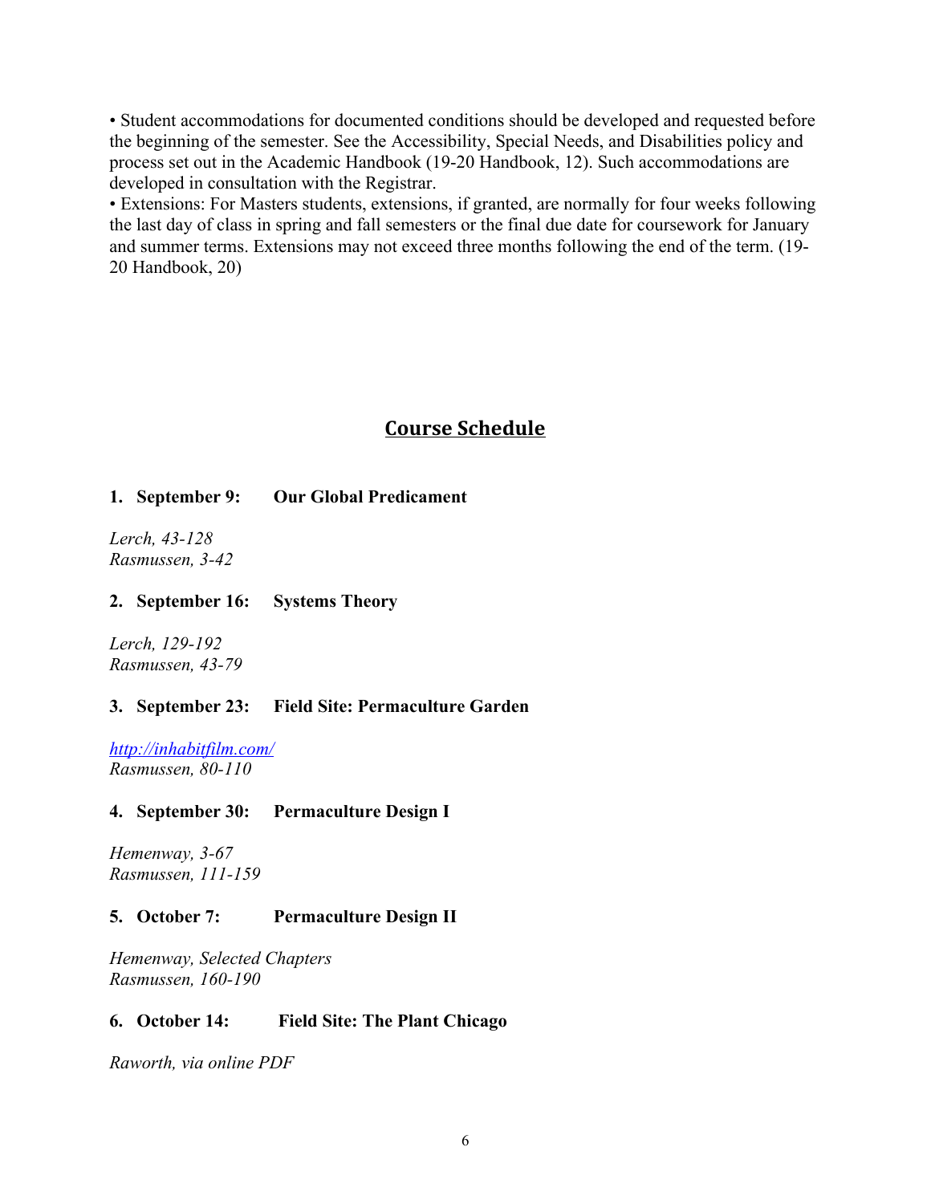• Student accommodations for documented conditions should be developed and requested before the beginning of the semester. See the Accessibility, Special Needs, and Disabilities policy and process set out in the Academic Handbook (19-20 Handbook, 12). Such accommodations are developed in consultation with the Registrar.

• Extensions: For Masters students, extensions, if granted, are normally for four weeks following the last day of class in spring and fall semesters or the final due date for coursework for January and summer terms. Extensions may not exceed three months following the end of the term. (19-20 Handbook, 20)

## Course Schedule

**1. September 9: Our Global Predicament**

*Lerch, 43-128*
*Rasmussen, 3-42*

**2. September 16: Systems Theory**

*Lerch, 129-192*
*Rasmussen, 43-79*

**3. September 23: Field Site: Permaculture Garden**

*http://inhabitfilm.com/*
*Rasmussen, 80-110*

**4. September 30: Permaculture Design I**

*Hemenway, 3-67*
*Rasmussen, 111-159*

**5. October 7: Permaculture Design II**

*Hemenway, Selected Chapters*
*Rasmussen, 160-190*

**6. October 14: Field Site: The Plant Chicago**

*Raworth, via online PDF*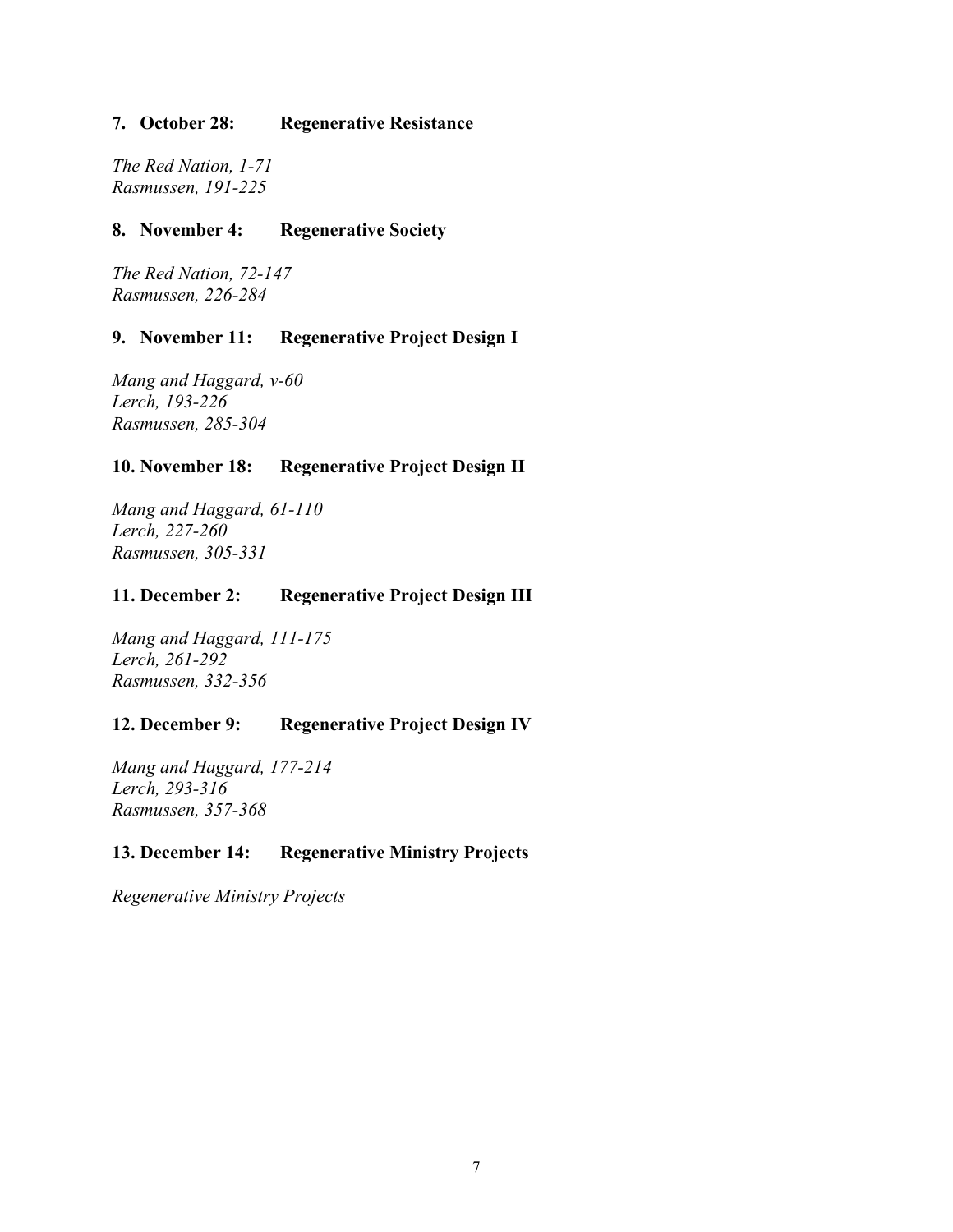**7. October 28: Regenerative Resistance**

*The Red Nation, 1-71*
*Rasmussen, 191-225*

**8. November 4: Regenerative Society**

*The Red Nation, 72-147*
*Rasmussen, 226-284*

**9. November 11: Regenerative Project Design I**

*Mang and Haggard, v-60*
*Lerch, 193-226*
*Rasmussen, 285-304*

**10. November 18: Regenerative Project Design II**

*Mang and Haggard, 61-110*
*Lerch, 227-260*
*Rasmussen, 305-331*

**11. December 2: Regenerative Project Design III**

*Mang and Haggard, 111-175*
*Lerch, 261-292*
*Rasmussen, 332-356*

**12. December 9: Regenerative Project Design IV**

*Mang and Haggard, 177-214*
*Lerch, 293-316*
*Rasmussen, 357-368*

**13. December 14: Regenerative Ministry Projects**

*Regenerative Ministry Projects*